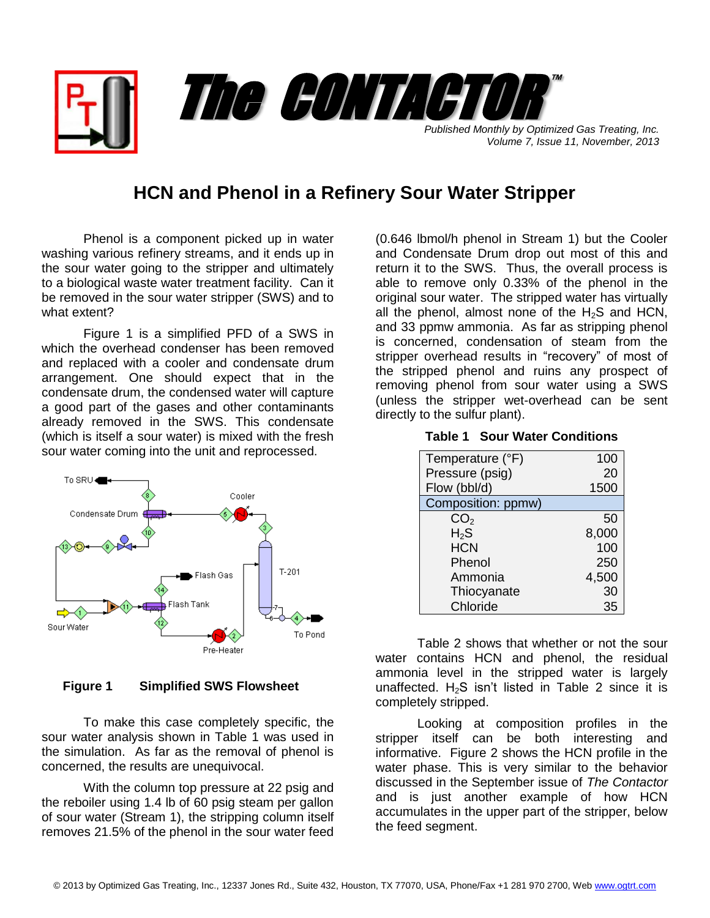# The CONTACTOR™

*Published Monthly by Optimized Gas Treating, Inc.*
*Volume 7, Issue 11, November, 2013*

## HCN and Phenol in a Refinery Sour Water Stripper

Phenol is a component picked up in water washing various refinery streams, and it ends up in the sour water going to the stripper and ultimately to a biological waste water treatment facility. Can it be removed in the sour water stripper (SWS) and to what extent?

Figure 1 is a simplified PFD of a SWS in which the overhead condenser has been removed and replaced with a cooler and condensate drum arrangement. One should expect that in the condensate drum, the condensed water will capture a good part of the gases and other contaminants already removed in the SWS. This condensate (which is itself a sour water) is mixed with the fresh sour water coming into the unit and reprocessed.

**Figure 1 Simplified SWS Flowsheet**

To make this case completely specific, the sour water analysis shown in Table 1 was used in the simulation. As far as the removal of phenol is concerned, the results are unequivocal.

With the column top pressure at 22 psig and the reboiler using 1.4 lb of 60 psig steam per gallon of sour water (Stream 1), the stripping column itself removes 21.5% of the phenol in the sour water feed (0.646 lbmol/h phenol in Stream 1) but the Cooler and Condensate Drum drop out most of this and return it to the SWS. Thus, the overall process is able to remove only 0.33% of the phenol in the original sour water. The stripped water has virtually all the phenol, almost none of the $H_2S$ and HCN, and 33 ppmw ammonia. As far as stripping phenol is concerned, condensation of steam from the stripper overhead results in "recovery" of most of the stripped phenol and ruins any prospect of removing phenol from sour water using a SWS (unless the stripper wet-overhead can be sent directly to the sulfur plant).

**Table 1 Sour Water Conditions**

| | |
|---|---|
| Temperature (°F) | 100 |
| Pressure (psig) | 20 |
| Flow (bbl/d) | 1500 |
| **Composition: ppmw)** | |
| $CO_2$ | 50 |
| $H_2S$ | 8,000 |
| HCN | 100 |
| Phenol | 250 |
| Ammonia | 4,500 |
| Thiocyanate | 30 |
| Chloride | 35 |

Table 2 shows that whether or not the sour water contains HCN and phenol, the residual ammonia level in the stripped water is largely unaffected. $H_2S$ isn't listed in Table 2 since it is completely stripped.

Looking at composition profiles in the stripper itself can be both interesting and informative. Figure 2 shows the HCN profile in the water phase. This is very similar to the behavior discussed in the September issue of *The Contactor* and is just another example of how HCN accumulates in the upper part of the stripper, below the feed segment.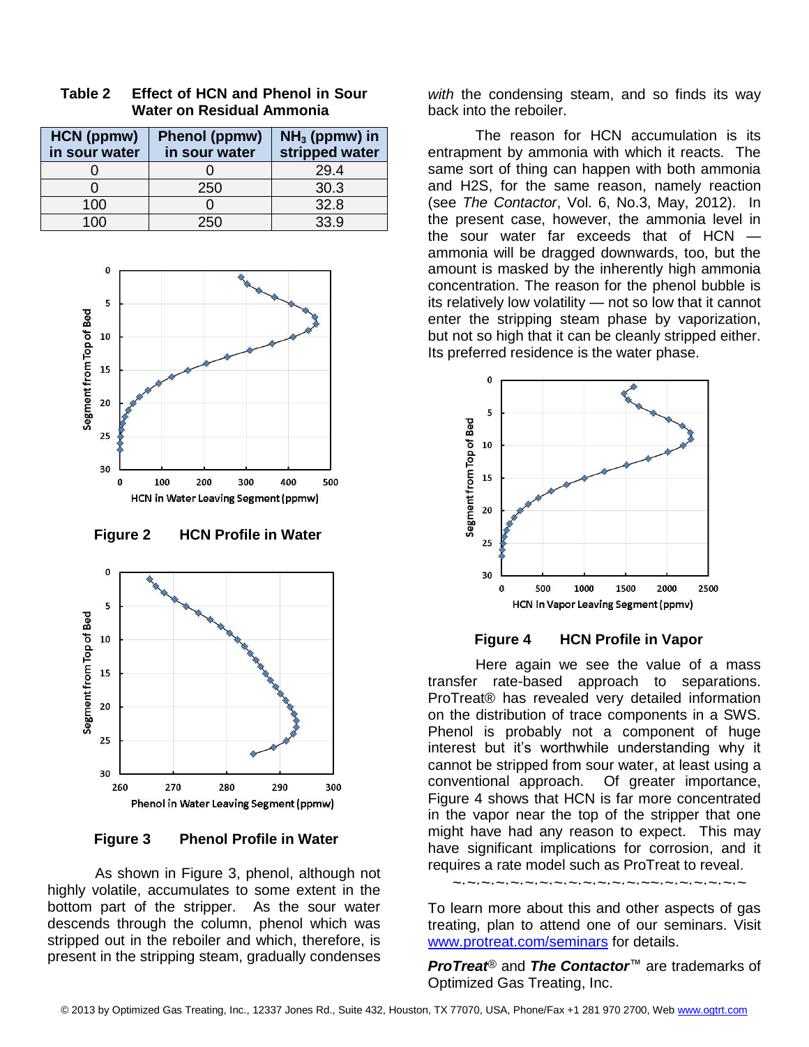**Table 2 Effect of HCN and Phenol in Sour Water on Residual Ammonia**

| HCN (ppmw) in sour water | Phenol (ppmw) in sour water | $NH_3$ (ppmw) in stripped water |
|---|---|---|
| 0 | 0 | 29.4 |
| 0 | 250 | 30.3 |
| 100 | 0 | 32.8 |
| 100 | 250 | 33.9 |

Segment from Top of Bed
0
5
10
15
20
25
30
0 100 200 300 400 500
HCN in Water Leaving Segment (ppmw)

**Figure 2 HCN Profile in Water**

Segment from Top of Bed
0
5
10
15
20
25
30
260 270 280 290 300
Phenol in Water Leaving Segment (ppmw)

**Figure 3 Phenol Profile in Water**

As shown in Figure 3, phenol, although not highly volatile, accumulates to some extent in the bottom part of the stripper. As the sour water descends through the column, phenol which was stripped out in the reboiler and which, therefore, is present in the stripping steam, gradually condenses *with* the condensing steam, and so finds its way back into the reboiler.

The reason for HCN accumulation is its entrapment by ammonia with which it reacts. The same sort of thing can happen with both ammonia and H2S, for the same reason, namely reaction (see *The Contactor*, Vol. 6, No.3, May, 2012). In the present case, however, the ammonia level in the sour water far exceeds that of HCN — ammonia will be dragged downwards, too, but the amount is masked by the inherently high ammonia concentration. The reason for the phenol bubble is its relatively low volatility — not so low that it cannot enter the stripping steam phase by vaporization, but not so high that it can be cleanly stripped either. Its preferred residence is the water phase.

Segment from Top of Bed
0
5
10
15
20
25
30
0 500 1000 1500 2000 2500
HCN In Vapor Leaving Segment (ppmv)

**Figure 4 HCN Profile in Vapor**

Here again we see the value of a mass transfer rate-based approach to separations. ProTreat® has revealed very detailed information on the distribution of trace components in a SWS. Phenol is probably not a component of huge interest but it's worthwhile understanding why it cannot be stripped from sour water, at least using a conventional approach. Of greater importance, Figure 4 shows that HCN is far more concentrated in the vapor near the top of the stripper that one might have had any reason to expect. This may have significant implications for corrosion, and it requires a rate model such as ProTreat to reveal.

~·~·~·~·~·~·~·~·~·~·~·~·~·~·~~·~·~·~·~·~·~·~

To learn more about this and other aspects of gas treating, plan to attend one of our seminars. Visit www.protreat.com/seminars for details.

***ProTreat***® and ***The Contactor***™ are trademarks of Optimized Gas Treating, Inc.

© 2013 by Optimized Gas Treating, Inc., 12337 Jones Rd., Suite 432, Houston, TX 77070, USA, Phone/Fax +1 281 970 2700, Web www.ogtrt.com